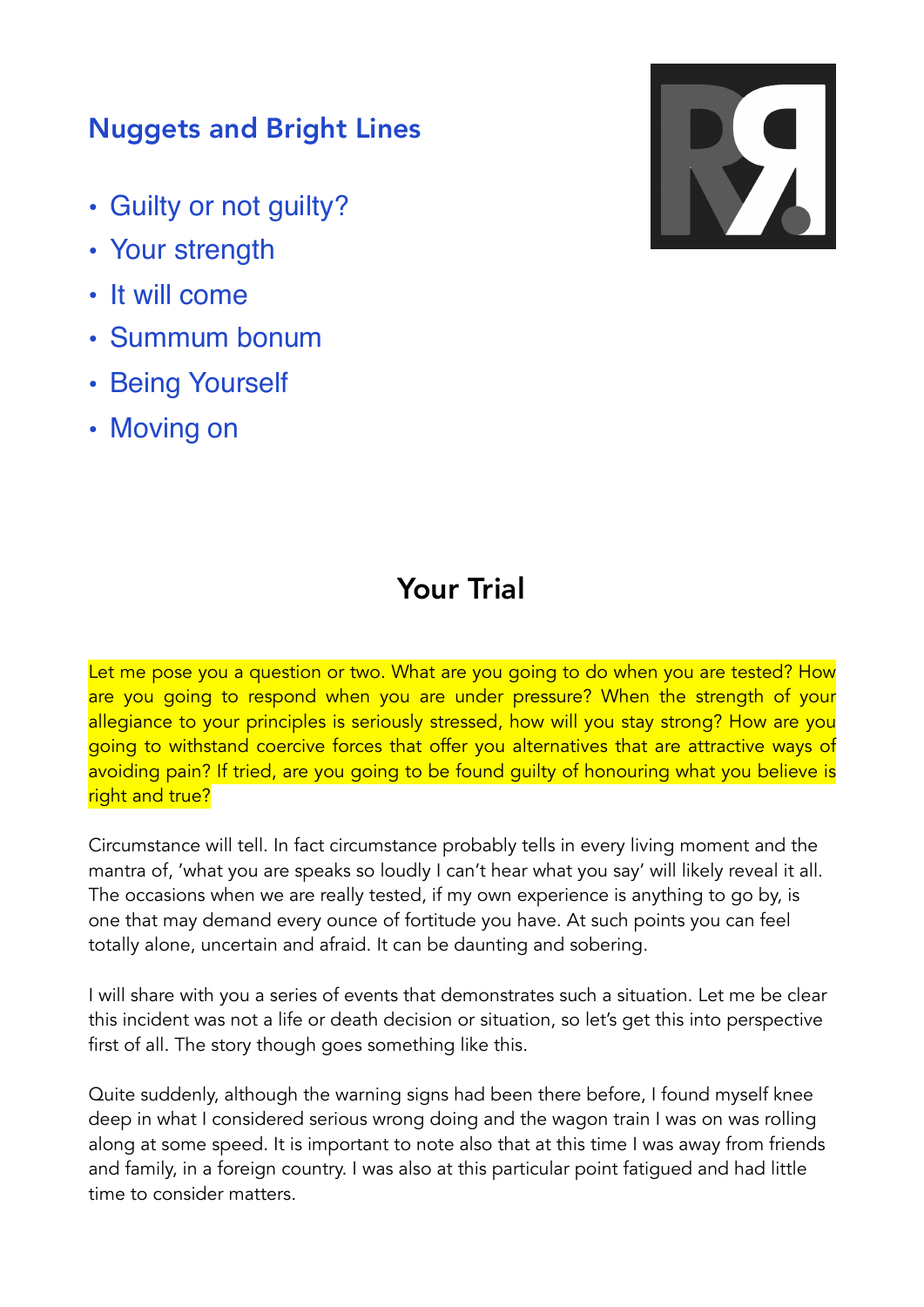## Nuggets and Bright Lines

- Guilty or not guilty?
- Your strength
- It will come
- Summum bonum
- Being Yourself
- Moving on

# Your Trial

Let me pose you a question or two. What are you going to do when you are tested? How are you going to respond when you are under pressure? When the strength of your allegiance to your principles is seriously stressed, how will you stay strong? How are you going to withstand coercive forces that offer you alternatives that are attractive ways of avoiding pain? If tried, are you going to be found guilty of honouring what you believe is right and true?

Circumstance will tell. In fact circumstance probably tells in every living moment and the mantra of, 'what you are speaks so loudly I can't hear what you say' will likely reveal it all. The occasions when we are really tested, if my own experience is anything to go by, is one that may demand every ounce of fortitude you have. At such points you can feel totally alone, uncertain and afraid. It can be daunting and sobering.

I will share with you a series of events that demonstrates such a situation. Let me be clear this incident was not a life or death decision or situation, so let's get this into perspective first of all. The story though goes something like this.

Quite suddenly, although the warning signs had been there before, I found myself knee deep in what I considered serious wrong doing and the wagon train I was on was rolling along at some speed. It is important to note also that at this time I was away from friends and family, in a foreign country. I was also at this particular point fatigued and had little time to consider matters.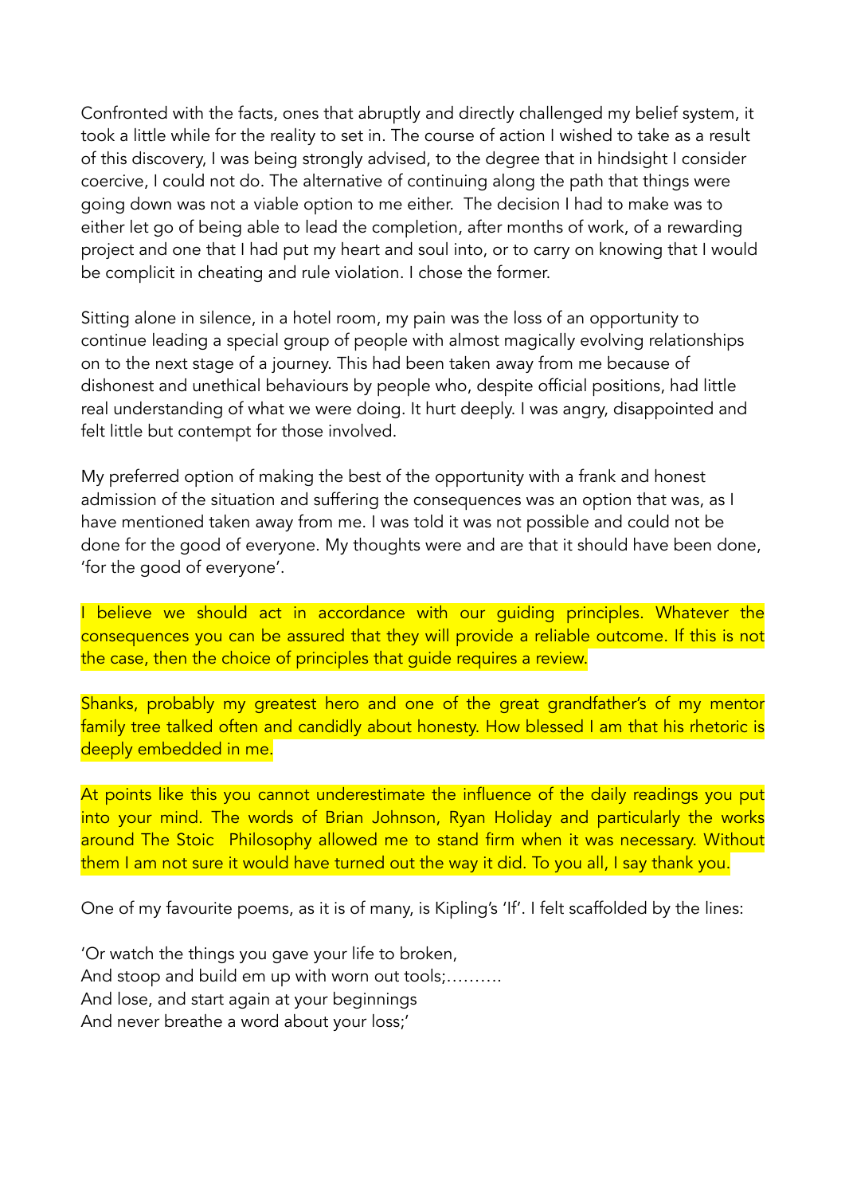Confronted with the facts, ones that abruptly and directly challenged my belief system, it took a little while for the reality to set in. The course of action I wished to take as a result of this discovery, I was being strongly advised, to the degree that in hindsight I consider coercive, I could not do. The alternative of continuing along the path that things were going down was not a viable option to me either.  The decision I had to make was to either let go of being able to lead the completion, after months of work, of a rewarding project and one that I had put my heart and soul into, or to carry on knowing that I would be complicit in cheating and rule violation. I chose the former.

Sitting alone in silence, in a hotel room, my pain was the loss of an opportunity to continue leading a special group of people with almost magically evolving relationships on to the next stage of a journey. This had been taken away from me because of dishonest and unethical behaviours by people who, despite official positions, had little real understanding of what we were doing. It hurt deeply. I was angry, disappointed and felt little but contempt for those involved.

My preferred option of making the best of the opportunity with a frank and honest admission of the situation and suffering the consequences was an option that was, as I have mentioned taken away from me. I was told it was not possible and could not be done for the good of everyone. My thoughts were and are that it should have been done, 'for the good of everyone'.

I believe we should act in accordance with our guiding principles. Whatever the consequences you can be assured that they will provide a reliable outcome. If this is not the case, then the choice of principles that guide requires a review.

Shanks, probably my greatest hero and one of the great grandfather's of my mentor family tree talked often and candidly about honesty. How blessed I am that his rhetoric is deeply embedded in me.

At points like this you cannot underestimate the influence of the daily readings you put into your mind. The words of Brian Johnson, Ryan Holiday and particularly the works around The Stoic  Philosophy allowed me to stand firm when it was necessary. Without them I am not sure it would have turned out the way it did. To you all, I say thank you.

One of my favourite poems, as it is of many, is Kipling's 'If'. I felt scaffolded by the lines:

'Or watch the things you gave your life to broken,  
And stoop and build em up with worn out tools;……….  
And lose, and start again at your beginnings  
And never breathe a word about your loss;'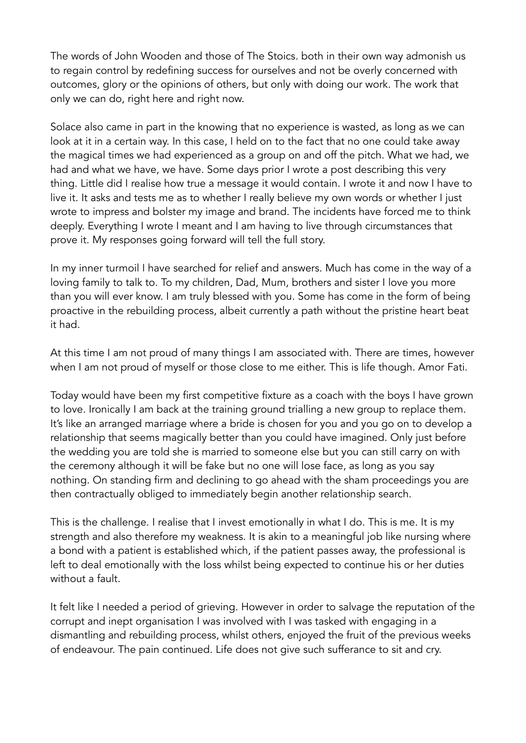The words of John Wooden and those of The Stoics. both in their own way admonish us to regain control by redefining success for ourselves and not be overly concerned with outcomes, glory or the opinions of others, but only with doing our work. The work that only we can do, right here and right now.

Solace also came in part in the knowing that no experience is wasted, as long as we can look at it in a certain way. In this case, I held on to the fact that no one could take away the magical times we had experienced as a group on and off the pitch. What we had, we had and what we have, we have. Some days prior I wrote a post describing this very thing. Little did I realise how true a message it would contain. I wrote it and now I have to live it. It asks and tests me as to whether I really believe my own words or whether I just wrote to impress and bolster my image and brand. The incidents have forced me to think deeply. Everything I wrote I meant and I am having to live through circumstances that prove it. My responses going forward will tell the full story.

In my inner turmoil I have searched for relief and answers. Much has come in the way of a loving family to talk to. To my children, Dad, Mum, brothers and sister I love you more than you will ever know. I am truly blessed with you. Some has come in the form of being proactive in the rebuilding process, albeit currently a path without the pristine heart beat it had.

At this time I am not proud of many things I am associated with. There are times, however when I am not proud of myself or those close to me either. This is life though. Amor Fati.

Today would have been my first competitive fixture as a coach with the boys I have grown to love. Ironically I am back at the training ground trialling a new group to replace them. It's like an arranged marriage where a bride is chosen for you and you go on to develop a relationship that seems magically better than you could have imagined. Only just before the wedding you are told she is married to someone else but you can still carry on with the ceremony although it will be fake but no one will lose face, as long as you say nothing. On standing firm and declining to go ahead with the sham proceedings you are then contractually obliged to immediately begin another relationship search.

This is the challenge. I realise that I invest emotionally in what I do. This is me. It is my strength and also therefore my weakness. It is akin to a meaningful job like nursing where a bond with a patient is established which, if the patient passes away, the professional is left to deal emotionally with the loss whilst being expected to continue his or her duties without a fault.

It felt like I needed a period of grieving. However in order to salvage the reputation of the corrupt and inept organisation I was involved with I was tasked with engaging in a dismantling and rebuilding process, whilst others, enjoyed the fruit of the previous weeks of endeavour. The pain continued. Life does not give such sufferance to sit and cry.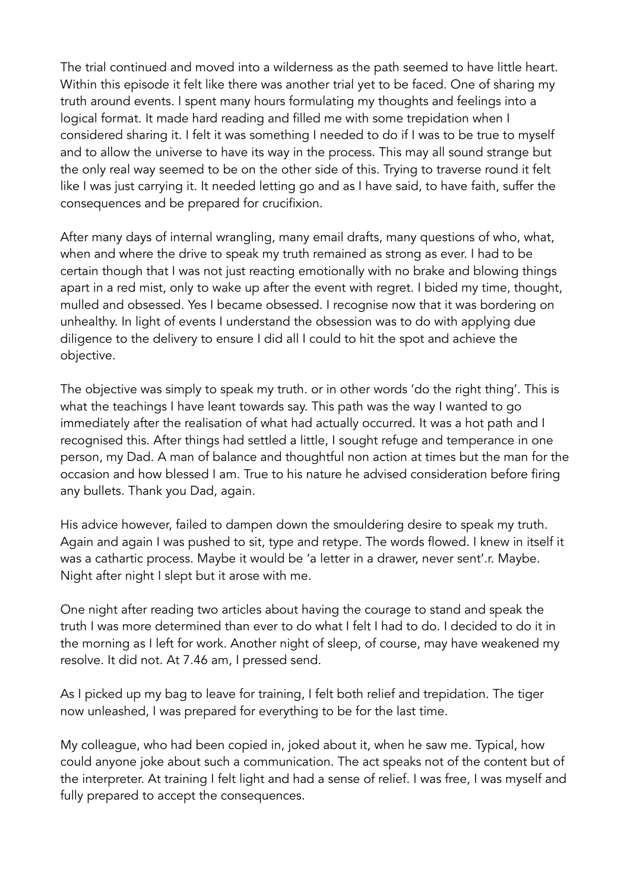The trial continued and moved into a wilderness as the path seemed to have little heart. Within this episode it felt like there was another trial yet to be faced. One of sharing my truth around events. I spent many hours formulating my thoughts and feelings into a logical format. It made hard reading and filled me with some trepidation when I considered sharing it. I felt it was something I needed to do if I was to be true to myself and to allow the universe to have its way in the process. This may all sound strange but the only real way seemed to be on the other side of this. Trying to traverse round it felt like I was just carrying it. It needed letting go and as I have said, to have faith, suffer the consequences and be prepared for crucifixion.

After many days of internal wrangling, many email drafts, many questions of who, what, when and where the drive to speak my truth remained as strong as ever. I had to be certain though that I was not just reacting emotionally with no brake and blowing things apart in a red mist, only to wake up after the event with regret. I bided my time, thought, mulled and obsessed. Yes I became obsessed. I recognise now that it was bordering on unhealthy. In light of events I understand the obsession was to do with applying due diligence to the delivery to ensure I did all I could to hit the spot and achieve the objective.

The objective was simply to speak my truth. or in other words 'do the right thing'. This is what the teachings I have leant towards say. This path was the way I wanted to go immediately after the realisation of what had actually occurred. It was a hot path and I recognised this. After things had settled a little, I sought refuge and temperance in one person, my Dad. A man of balance and thoughtful non action at times but the man for the occasion and how blessed I am. True to his nature he advised consideration before firing any bullets. Thank you Dad, again.

His advice however, failed to dampen down the smouldering desire to speak my truth. Again and again I was pushed to sit, type and retype. The words flowed. I knew in itself it was a cathartic process. Maybe it would be 'a letter in a drawer, never sent'.r. Maybe. Night after night I slept but it arose with me.

One night after reading two articles about having the courage to stand and speak the truth I was more determined than ever to do what I felt I had to do. I decided to do it in the morning as I left for work. Another night of sleep, of course, may have weakened my resolve. It did not. At 7.46 am, I pressed send.

As I picked up my bag to leave for training, I felt both relief and trepidation. The tiger now unleashed, I was prepared for everything to be for the last time.

My colleague, who had been copied in, joked about it, when he saw me. Typical, how could anyone joke about such a communication. The act speaks not of the content but of the interpreter. At training I felt light and had a sense of relief. I was free, I was myself and fully prepared to accept the consequences.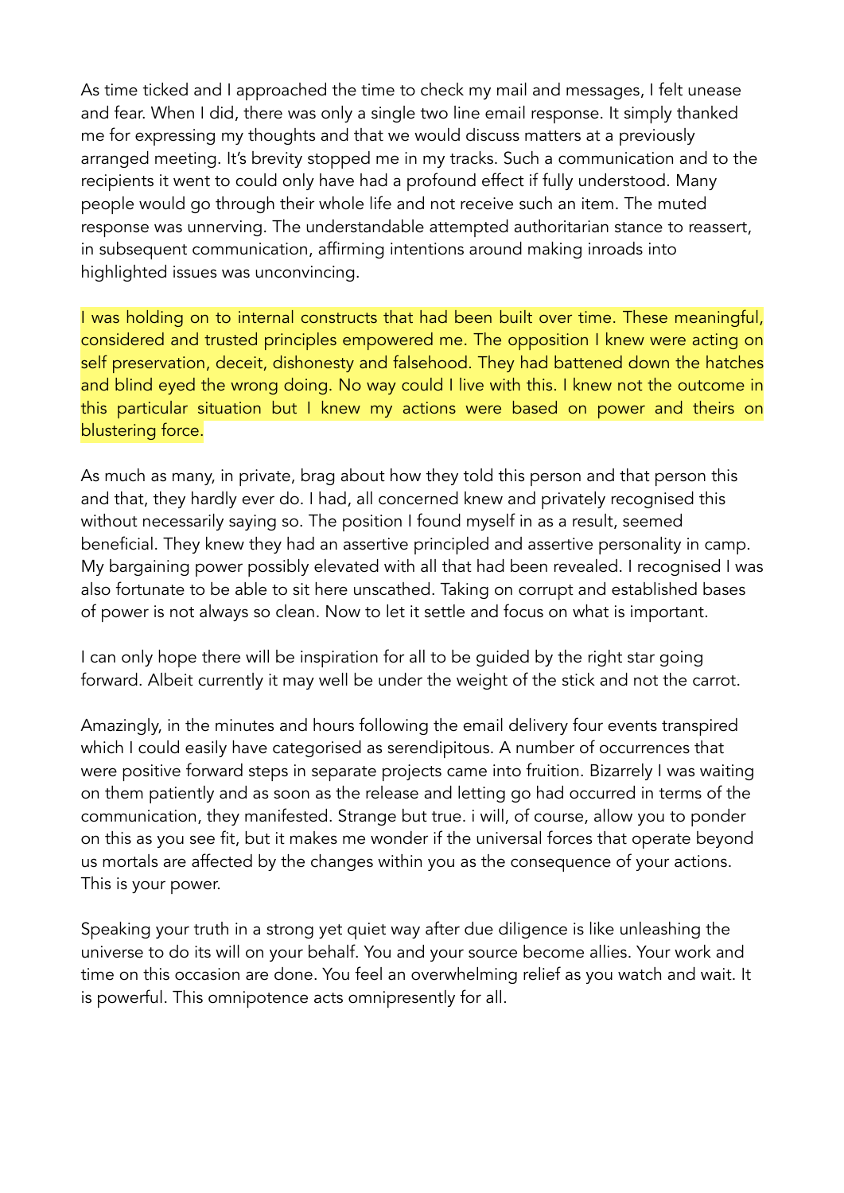As time ticked and I approached the time to check my mail and messages, I felt unease and fear. When I did, there was only a single two line email response. It simply thanked me for expressing my thoughts and that we would discuss matters at a previously arranged meeting. It's brevity stopped me in my tracks. Such a communication and to the recipients it went to could only have had a profound effect if fully understood. Many people would go through their whole life and not receive such an item. The muted response was unnerving. The understandable attempted authoritarian stance to reassert, in subsequent communication, affirming intentions around making inroads into highlighted issues was unconvincing.

I was holding on to internal constructs that had been built over time. These meaningful, considered and trusted principles empowered me. The opposition I knew were acting on self preservation, deceit, dishonesty and falsehood. They had battened down the hatches and blind eyed the wrong doing. No way could I live with this. I knew not the outcome in this particular situation but I knew my actions were based on power and theirs on blustering force.

As much as many, in private, brag about how they told this person and that person this and that, they hardly ever do. I had, all concerned knew and privately recognised this without necessarily saying so. The position I found myself in as a result, seemed beneficial. They knew they had an assertive principled and assertive personality in camp. My bargaining power possibly elevated with all that had been revealed. I recognised I was also fortunate to be able to sit here unscathed. Taking on corrupt and established bases of power is not always so clean. Now to let it settle and focus on what is important.

I can only hope there will be inspiration for all to be guided by the right star going forward. Albeit currently it may well be under the weight of the stick and not the carrot.

Amazingly, in the minutes and hours following the email delivery four events transpired which I could easily have categorised as serendipitous. A number of occurrences that were positive forward steps in separate projects came into fruition. Bizarrely I was waiting on them patiently and as soon as the release and letting go had occurred in terms of the communication, they manifested. Strange but true. i will, of course, allow you to ponder on this as you see fit, but it makes me wonder if the universal forces that operate beyond us mortals are affected by the changes within you as the consequence of your actions. This is your power.

Speaking your truth in a strong yet quiet way after due diligence is like unleashing the universe to do its will on your behalf. You and your source become allies. Your work and time on this occasion are done. You feel an overwhelming relief as you watch and wait. It is powerful. This omnipotence acts omnipresently for all.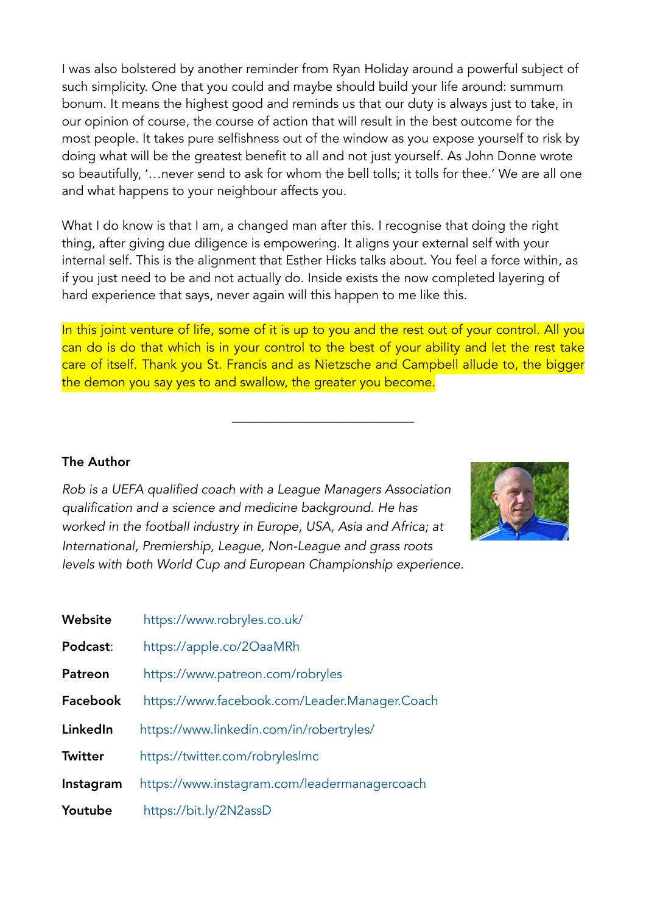I was also bolstered by another reminder from Ryan Holiday around a powerful subject of such simplicity. One that you could and maybe should build your life around: summum bonum. It means the highest good and reminds us that our duty is always just to take, in our opinion of course, the course of action that will result in the best outcome for the most people. It takes pure selfishness out of the window as you expose yourself to risk by doing what will be the greatest benefit to all and not just yourself. As John Donne wrote so beautifully, '…never send to ask for whom the bell tolls; it tolls for thee.' We are all one and what happens to your neighbour affects you.

What I do know is that I am, a changed man after this. I recognise that doing the right thing, after giving due diligence is empowering. It aligns your external self with your internal self. This is the alignment that Esther Hicks talks about. You feel a force within, as if you just need to be and not actually do. Inside exists the now completed layering of hard experience that says, never again will this happen to me like this.

In this joint venture of life, some of it is up to you and the rest out of your control. All you can do is do that which is in your control to the best of your ability and let the rest take care of itself. Thank you St. Francis and as Nietzsche and Campbell allude to, the bigger the demon you say yes to and swallow, the greater you become.

---

**The Author**

*Rob is a UEFA qualified coach with a League Managers Association qualification and a science and medicine background. He has worked in the football industry in Europe, USA, Asia and Africa; at International, Premiership, League, Non-League and grass roots levels with both World Cup and European Championship experience.*

| | |
|---|---|
| **Website** | https://www.robryles.co.uk/ |
| **Podcast**: | https://apple.co/2OaaMRh |
| **Patreon** | https://www.patreon.com/robryles |
| **Facebook** | https://www.facebook.com/Leader.Manager.Coach |
| **LinkedIn** | https://www.linkedin.com/in/robertryles/ |
| **Twitter** | https://twitter.com/robryleslmc |
| **Instagram** | https://www.instagram.com/leadermanagercoach |
| **Youtube** | https://bit.ly/2N2assD |